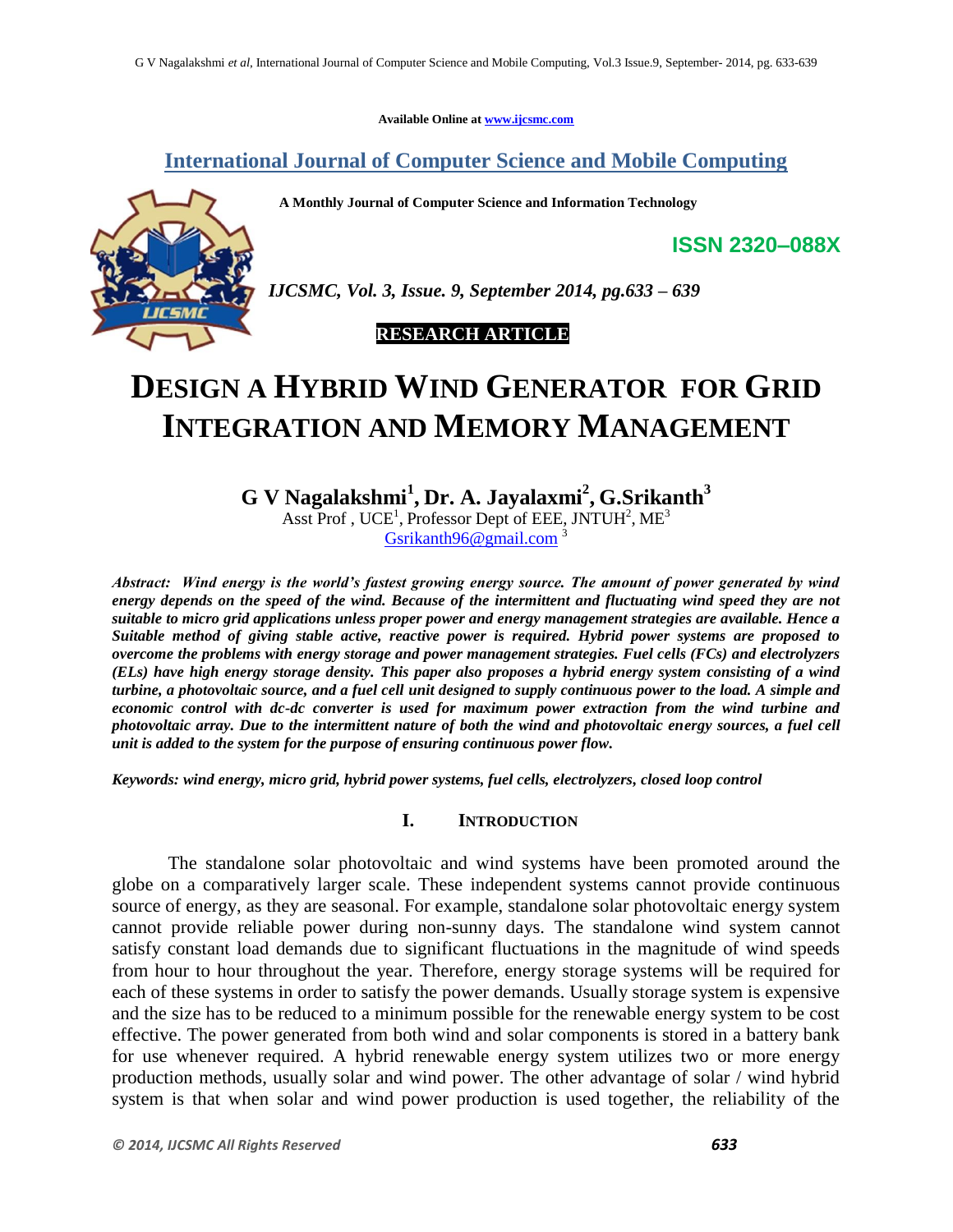Available Online at www.ijcsmc.com

# International Journal of Computer Science and Mobile Computing

**A Monthly Journal of Computer Science and Information Technology**

**ISSN 2320–088X**

***IJCSMC, Vol. 3, Issue. 9, September 2014, pg.633 – 639***

**RESEARCH ARTICLE**

# DESIGN A HYBRID WIND GENERATOR FOR GRID INTEGRATION AND MEMORY MANAGEMENT

**G V Nagalakshmi[1], Dr. A. Jayalaxmi[2], G.Srikanth[3]**

Asst Prof , UCE[1], Professor Dept of EEE, JNTUH[2], ME[3]

Gsrikanth96@gmail.com [3]

***Abstract: Wind energy is the world's fastest growing energy source. The amount of power generated by wind energy depends on the speed of the wind. Because of the intermittent and fluctuating wind speed they are not suitable to micro grid applications unless proper power and energy management strategies are available. Hence a Suitable method of giving stable active, reactive power is required. Hybrid power systems are proposed to overcome the problems with energy storage and power management strategies. Fuel cells (FCs) and electrolyzers (ELs) have high energy storage density. This paper also proposes a hybrid energy system consisting of a wind turbine, a photovoltaic source, and a fuel cell unit designed to supply continuous power to the load. A simple and economic control with dc-dc converter is used for maximum power extraction from the wind turbine and photovoltaic array. Due to the intermittent nature of both the wind and photovoltaic energy sources, a fuel cell unit is added to the system for the purpose of ensuring continuous power flow.***

***Keywords: wind energy, micro grid, hybrid power systems, fuel cells, electrolyzers, closed loop control***

## I. INTRODUCTION

The standalone solar photovoltaic and wind systems have been promoted around the globe on a comparatively larger scale. These independent systems cannot provide continuous source of energy, as they are seasonal. For example, standalone solar photovoltaic energy system cannot provide reliable power during non-sunny days. The standalone wind system cannot satisfy constant load demands due to significant fluctuations in the magnitude of wind speeds from hour to hour throughout the year. Therefore, energy storage systems will be required for each of these systems in order to satisfy the power demands. Usually storage system is expensive and the size has to be reduced to a minimum possible for the renewable energy system to be cost effective. The power generated from both wind and solar components is stored in a battery bank for use whenever required. A hybrid renewable energy system utilizes two or more energy production methods, usually solar and wind power. The other advantage of solar / wind hybrid system is that when solar and wind power production is used together, the reliability of the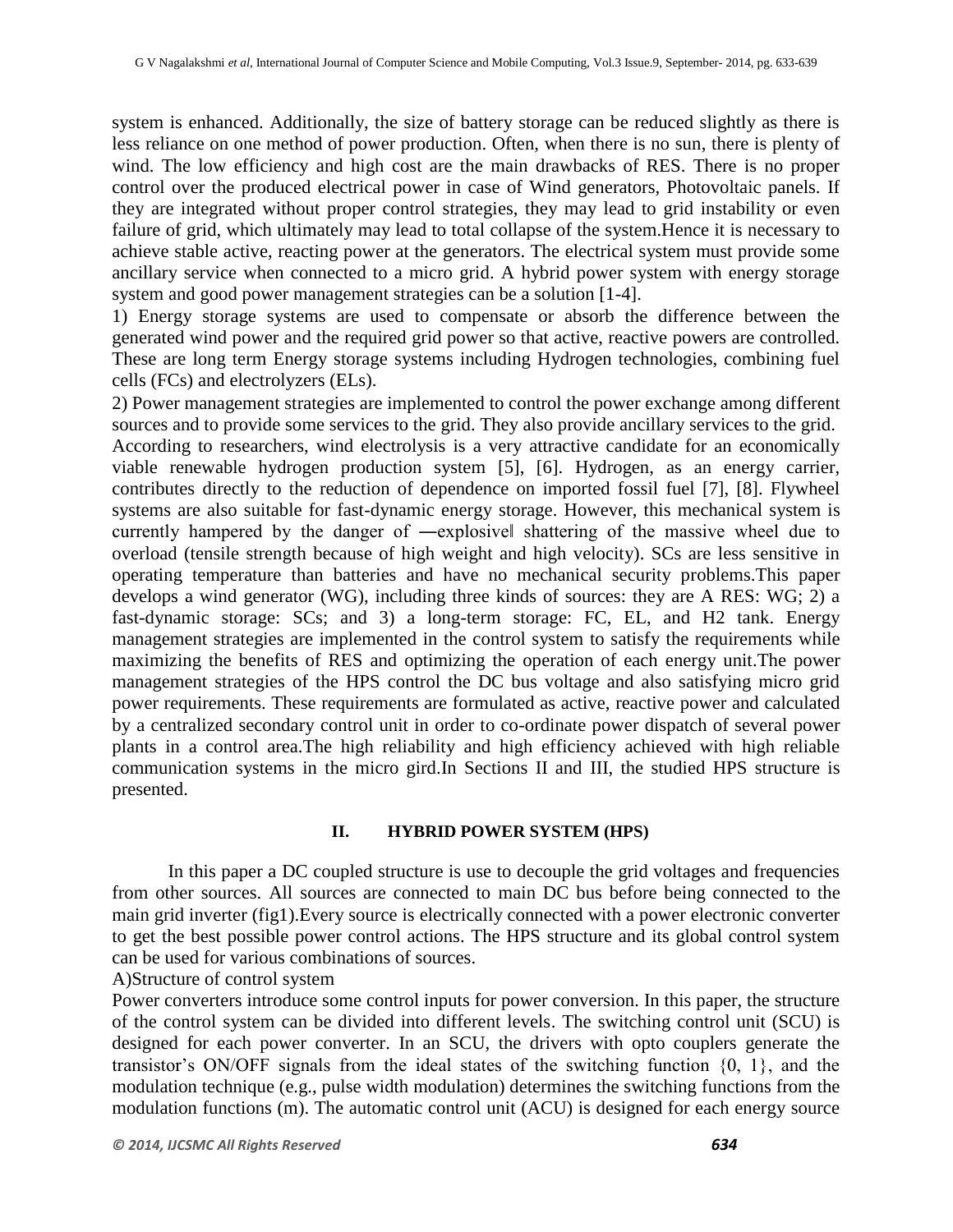system is enhanced. Additionally, the size of battery storage can be reduced slightly as there is less reliance on one method of power production. Often, when there is no sun, there is plenty of wind. The low efficiency and high cost are the main drawbacks of RES. There is no proper control over the produced electrical power in case of Wind generators, Photovoltaic panels. If they are integrated without proper control strategies, they may lead to grid instability or even failure of grid, which ultimately may lead to total collapse of the system.Hence it is necessary to achieve stable active, reacting power at the generators. The electrical system must provide some ancillary service when connected to a micro grid. A hybrid power system with energy storage system and good power management strategies can be a solution [1-4].

1) Energy storage systems are used to compensate or absorb the difference between the generated wind power and the required grid power so that active, reactive powers are controlled. These are long term Energy storage systems including Hydrogen technologies, combining fuel cells (FCs) and electrolyzers (ELs).

2) Power management strategies are implemented to control the power exchange among different sources and to provide some services to the grid. They also provide ancillary services to the grid.

According to researchers, wind electrolysis is a very attractive candidate for an economically viable renewable hydrogen production system [5], [6]. Hydrogen, as an energy carrier, contributes directly to the reduction of dependence on imported fossil fuel [7], [8]. Flywheel systems are also suitable for fast-dynamic energy storage. However, this mechanical system is currently hampered by the danger of ―explosive‖ shattering of the massive wheel due to overload (tensile strength because of high weight and high velocity). SCs are less sensitive in operating temperature than batteries and have no mechanical security problems.This paper develops a wind generator (WG), including three kinds of sources: they are A RES: WG; 2) a fast-dynamic storage: SCs; and 3) a long-term storage: FC, EL, and H2 tank. Energy management strategies are implemented in the control system to satisfy the requirements while maximizing the benefits of RES and optimizing the operation of each energy unit.The power management strategies of the HPS control the DC bus voltage and also satisfying micro grid power requirements. These requirements are formulated as active, reactive power and calculated by a centralized secondary control unit in order to co-ordinate power dispatch of several power plants in a control area.The high reliability and high efficiency achieved with high reliable communication systems in the micro gird.In Sections II and III, the studied HPS structure is presented.

## II. HYBRID POWER SYSTEM (HPS)

In this paper a DC coupled structure is use to decouple the grid voltages and frequencies from other sources. All sources are connected to main DC bus before being connected to the main grid inverter (fig1).Every source is electrically connected with a power electronic converter to get the best possible power control actions. The HPS structure and its global control system can be used for various combinations of sources.

A)Structure of control system

Power converters introduce some control inputs for power conversion. In this paper, the structure of the control system can be divided into different levels. The switching control unit (SCU) is designed for each power converter. In an SCU, the drivers with opto couplers generate the transistor's ON/OFF signals from the ideal states of the switching function {0, 1}, and the modulation technique (e.g., pulse width modulation) determines the switching functions from the modulation functions (m). The automatic control unit (ACU) is designed for each energy source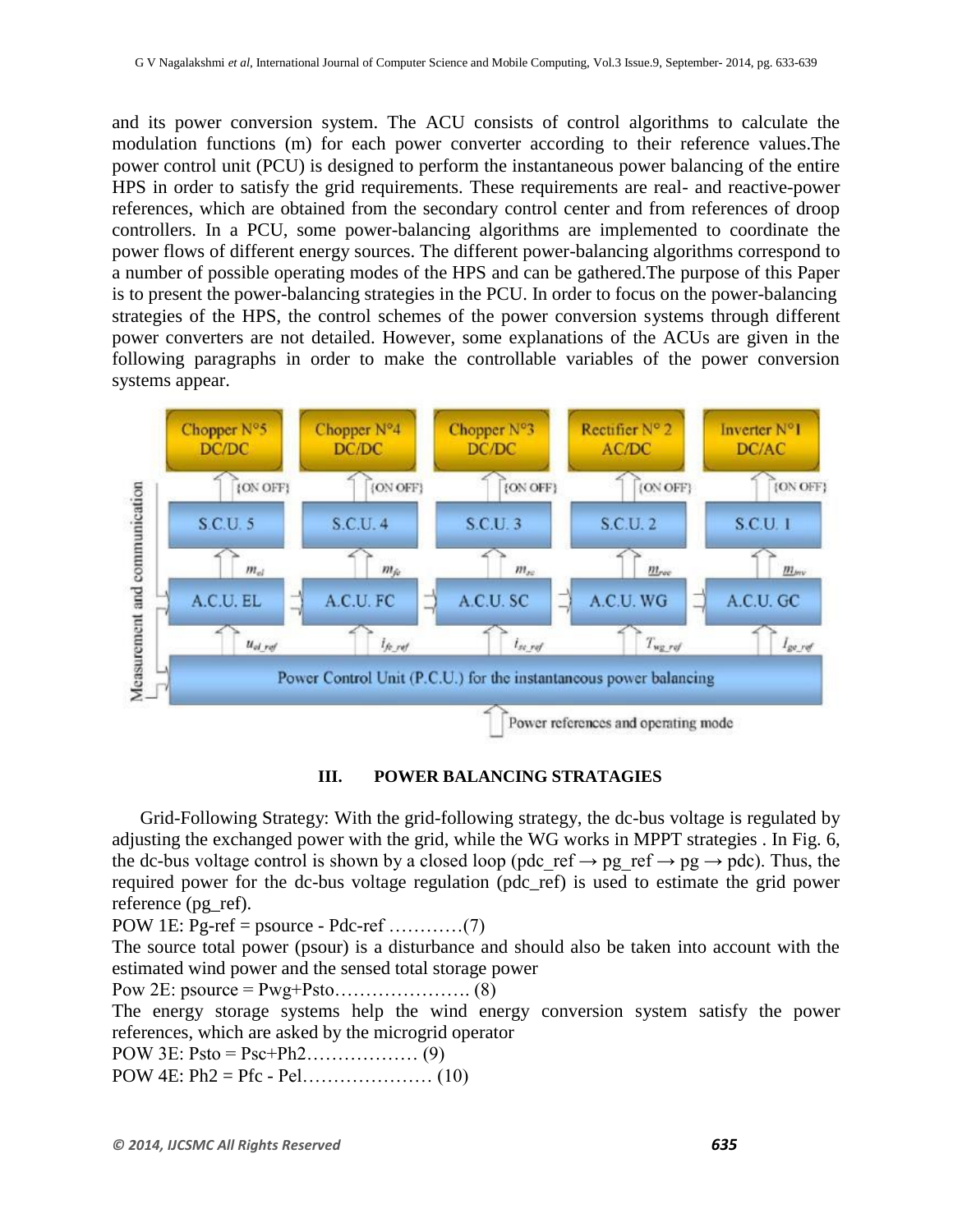and its power conversion system. The ACU consists of control algorithms to calculate the modulation functions (m) for each power converter according to their reference values.The power control unit (PCU) is designed to perform the instantaneous power balancing of the entire HPS in order to satisfy the grid requirements. These requirements are real- and reactive-power references, which are obtained from the secondary control center and from references of droop controllers. In a PCU, some power-balancing algorithms are implemented to coordinate the power flows of different energy sources. The different power-balancing algorithms correspond to a number of possible operating modes of the HPS and can be gathered.The purpose of this Paper is to present the power-balancing strategies in the PCU. In order to focus on the power-balancing strategies of the HPS, the control schemes of the power conversion systems through different power converters are not detailed. However, some explanations of the ACUs are given in the following paragraphs in order to make the controllable variables of the power conversion systems appear.

## III. POWER BALANCING STRATAGIES

Grid-Following Strategy: With the grid-following strategy, the dc-bus voltage is regulated by adjusting the exchanged power with the grid, while the WG works in MPPT strategies . In Fig. 6, the dc-bus voltage control is shown by a closed loop (pdc_ref → pg_ref → pg → pdc). Thus, the required power for the dc-bus voltage regulation (pdc_ref) is used to estimate the grid power reference (pg_ref).

POW 1E: Pg-ref = psource - Pdc-ref …………(7)

The source total power (psour) is a disturbance and should also be taken into account with the estimated wind power and the sensed total storage power

Pow 2E: psource = Pwg+Psto…………………. (8)

The energy storage systems help the wind energy conversion system satisfy the power references, which are asked by the microgrid operator

POW 3E: Psto = Psc+Ph2……………… (9)

POW 4E: Ph2 = Pfc - Pel………………… (10)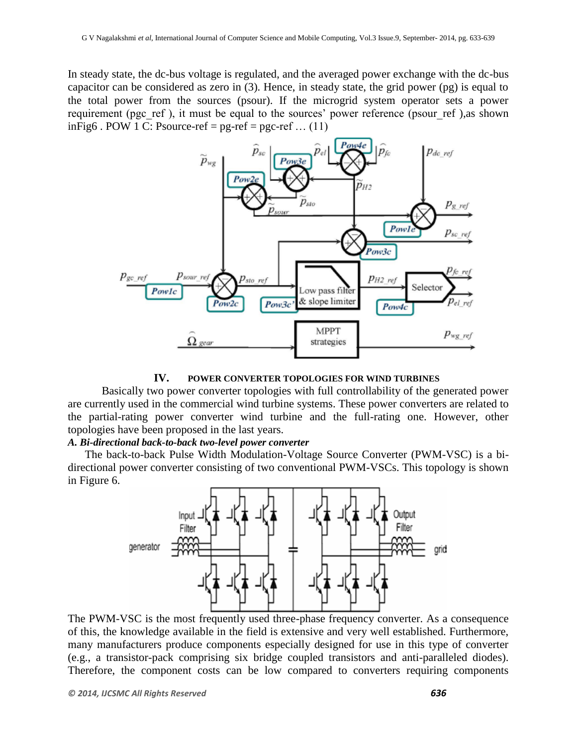In steady state, the dc-bus voltage is regulated, and the averaged power exchange with the dc-bus capacitor can be considered as zero in (3). Hence, in steady state, the grid power (pg) is equal to the total power from the sources (psour). If the microgrid system operator sets a power requirement (pgc_ref ), it must be equal to the sources' power reference (psour_ref ),as shown inFig6 . POW 1 C: Psource-ref = pg-ref = pgc-ref … (11)

## IV. POWER CONVERTER TOPOLOGIES FOR WIND TURBINES

Basically two power converter topologies with full controllability of the generated power are currently used in the commercial wind turbine systems. These power converters are related to the partial-rating power converter wind turbine and the full-rating one. However, other topologies have been proposed in the last years.

### *A. Bi-directional back-to-back two-level power converter*

The back-to-back Pulse Width Modulation-Voltage Source Converter (PWM-VSC) is a bi-directional power converter consisting of two conventional PWM-VSCs. This topology is shown in Figure 6.

The PWM-VSC is the most frequently used three-phase frequency converter. As a consequence of this, the knowledge available in the field is extensive and very well established. Furthermore, many manufacturers produce components especially designed for use in this type of converter (e.g., a transistor-pack comprising six bridge coupled transistors and anti-paralleled diodes). Therefore, the component costs can be low compared to converters requiring components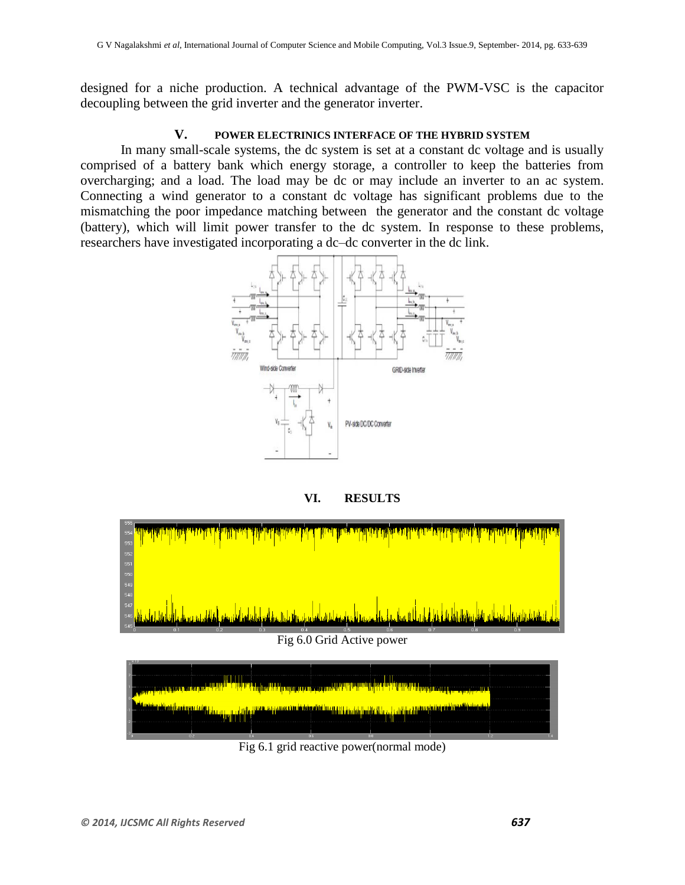designed for a niche production. A technical advantage of the PWM-VSC is the capacitor decoupling between the grid inverter and the generator inverter.

## V. POWER ELECTRINICS INTERFACE OF THE HYBRID SYSTEM

In many small-scale systems, the dc system is set at a constant dc voltage and is usually comprised of a battery bank which energy storage, a controller to keep the batteries from overcharging; and a load. The load may be dc or may include an inverter to an ac system. Connecting a wind generator to a constant dc voltage has significant problems due to the mismatching the poor impedance matching between the generator and the constant dc voltage (battery), which will limit power transfer to the dc system. In response to these problems, researchers have investigated incorporating a dc–dc converter in the dc link.

## VI. RESULTS

Fig 6.0 Grid Active power

Fig 6.1 grid reactive power(normal mode)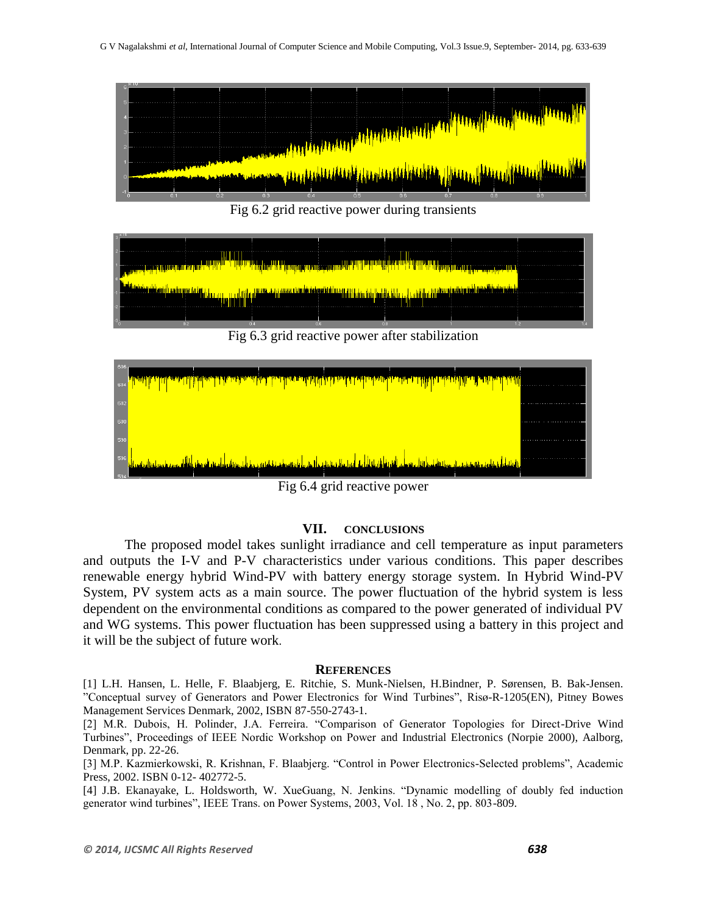Fig 6.2 grid reactive power during transients

Fig 6.3 grid reactive power after stabilization

Fig 6.4 grid reactive power

## VII. CONCLUSIONS

The proposed model takes sunlight irradiance and cell temperature as input parameters and outputs the I-V and P-V characteristics under various conditions. This paper describes renewable energy hybrid Wind-PV with battery energy storage system. In Hybrid Wind-PV System, PV system acts as a main source. The power fluctuation of the hybrid system is less dependent on the environmental conditions as compared to the power generated of individual PV and WG systems. This power fluctuation has been suppressed using a battery in this project and it will be the subject of future work.

## REFERENCES

[1] L.H. Hansen, L. Helle, F. Blaabjerg, E. Ritchie, S. Munk-Nielsen, H.Bindner, P. Sørensen, B. Bak-Jensen. "Conceptual survey of Generators and Power Electronics for Wind Turbines", Risø-R-1205(EN), Pitney Bowes Management Services Denmark, 2002, ISBN 87-550-2743-1.

[2] M.R. Dubois, H. Polinder, J.A. Ferreira. "Comparison of Generator Topologies for Direct-Drive Wind Turbines", Proceedings of IEEE Nordic Workshop on Power and Industrial Electronics (Norpie 2000), Aalborg, Denmark, pp. 22-26.

[3] M.P. Kazmierkowski, R. Krishnan, F. Blaabjerg. "Control in Power Electronics-Selected problems", Academic Press, 2002. ISBN 0-12- 402772-5.

[4] J.B. Ekanayake, L. Holdsworth, W. XueGuang, N. Jenkins. "Dynamic modelling of doubly fed induction generator wind turbines", IEEE Trans. on Power Systems, 2003, Vol. 18 , No. 2, pp. 803-809.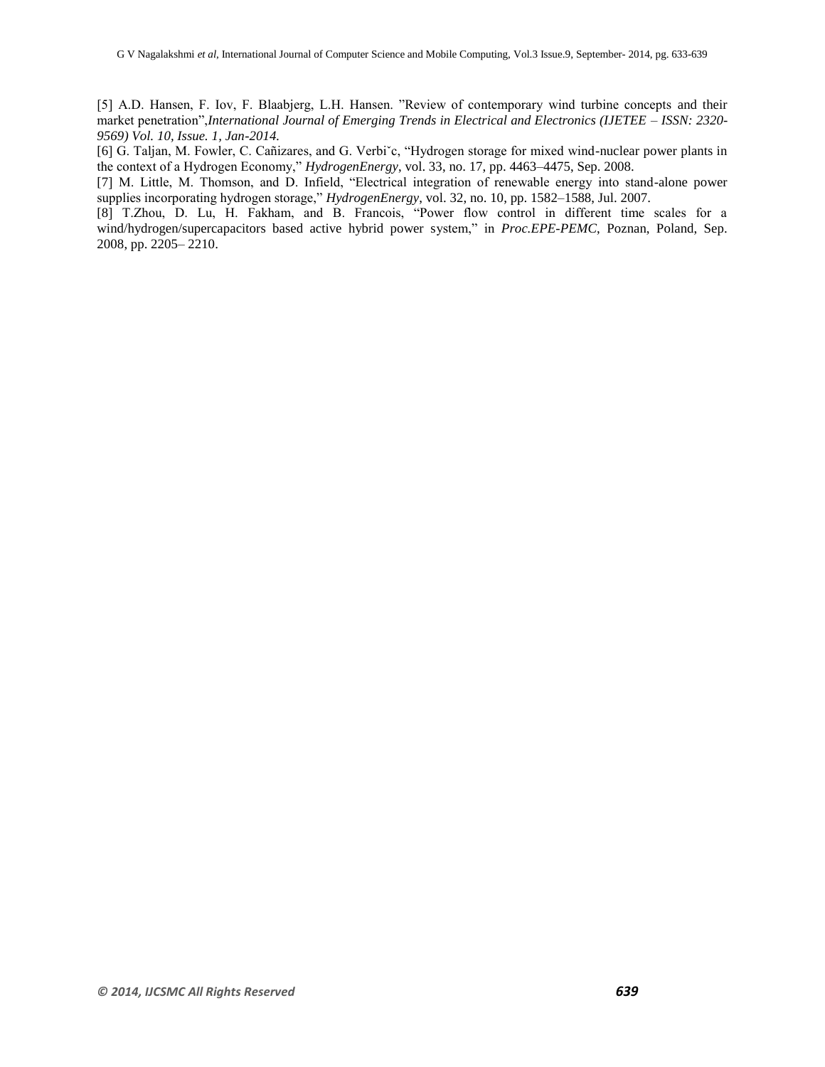[5] A.D. Hansen, F. Iov, F. Blaabjerg, L.H. Hansen. "Review of contemporary wind turbine concepts and their market penetration",*International Journal of Emerging Trends in Electrical and Electronics (IJETEE – ISSN: 2320-9569) Vol. 10, Issue. 1, Jan-2014.*

[6] G. Taljan, M. Fowler, C. Cañizares, and G. Verbiˇc, "Hydrogen storage for mixed wind-nuclear power plants in the context of a Hydrogen Economy," *HydrogenEnergy*, vol. 33, no. 17, pp. 4463–4475, Sep. 2008.

[7] M. Little, M. Thomson, and D. Infield, "Electrical integration of renewable energy into stand-alone power supplies incorporating hydrogen storage," *HydrogenEnergy*, vol. 32, no. 10, pp. 1582–1588, Jul. 2007.

[8] T.Zhou, D. Lu, H. Fakham, and B. Francois, "Power flow control in different time scales for a wind/hydrogen/supercapacitors based active hybrid power system," in *Proc.EPE-PEMC*, Poznan, Poland, Sep. 2008, pp. 2205– 2210.